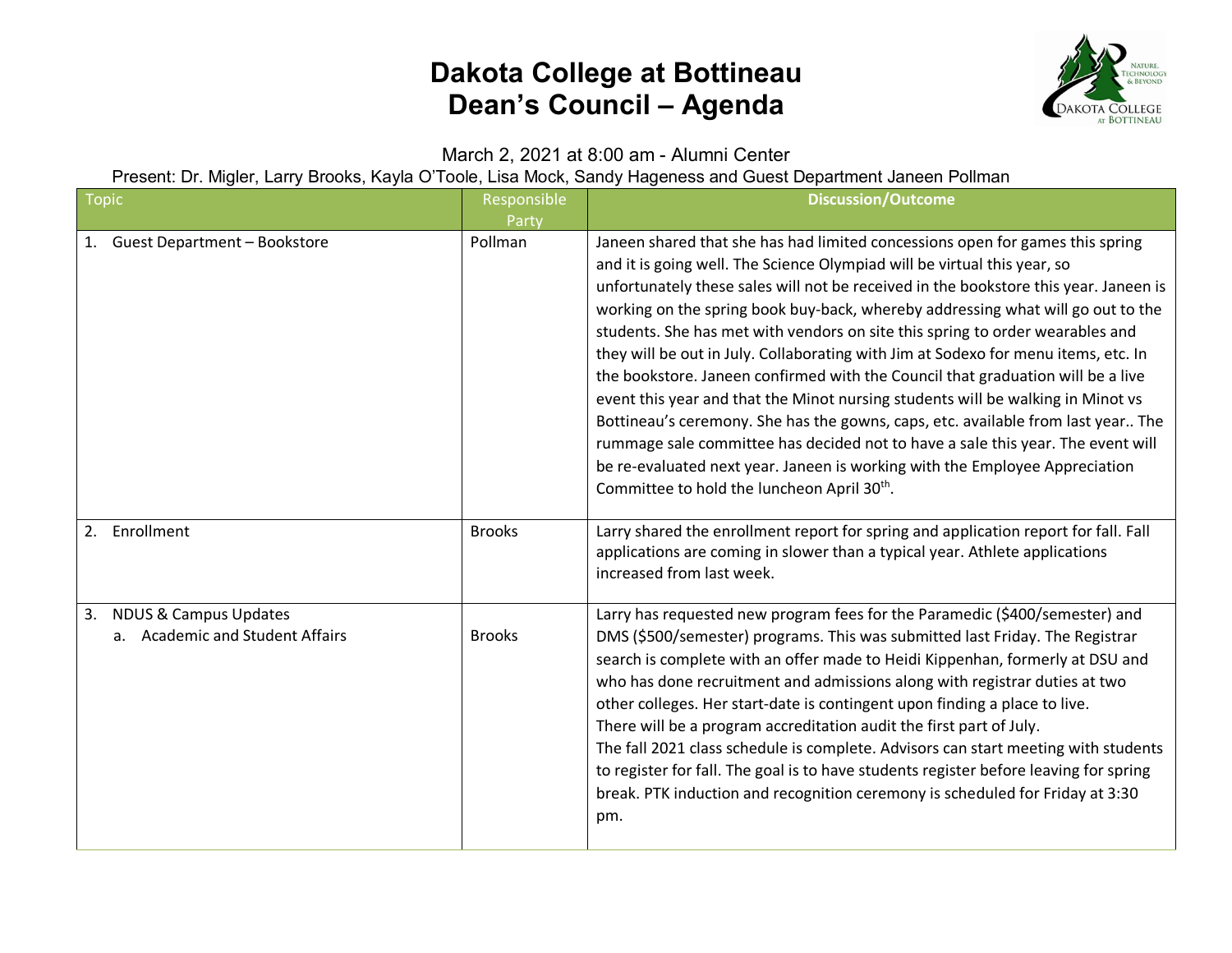# Dakota College at Bottineau
# Dean's Council – Agenda

March 2, 2021 at 8:00 am - Alumni Center

Present: Dr. Migler, Larry Brooks, Kayla O'Toole, Lisa Mock, Sandy Hageness and Guest Department Janeen Pollman

| Topic | Responsible Party | Discussion/Outcome |
|---|---|---|
| 1. Guest Department – Bookstore | Pollman | Janeen shared that she has had limited concessions open for games this spring and it is going well. The Science Olympiad will be virtual this year, so unfortunately these sales will not be received in the bookstore this year. Janeen is working on the spring book buy-back, whereby addressing what will go out to the students. She has met with vendors on site this spring to order wearables and they will be out in July. Collaborating with Jim at Sodexo for menu items, etc. In the bookstore. Janeen confirmed with the Council that graduation will be a live event this year and that the Minot nursing students will be walking in Minot vs Bottineau's ceremony. She has the gowns, caps, etc. available from last year.. The rummage sale committee has decided not to have a sale this year. The event will be re-evaluated next year. Janeen is working with the Employee Appreciation Committee to hold the luncheon April 30th. |
| 2. Enrollment | Brooks | Larry shared the enrollment report for spring and application report for fall. Fall applications are coming in slower than a typical year. Athlete applications increased from last week. |
| 3. NDUS & Campus Updates<br>a. Academic and Student Affairs | Brooks | Larry has requested new program fees for the Paramedic ($400/semester) and DMS ($500/semester) programs. This was submitted last Friday. The Registrar search is complete with an offer made to Heidi Kippenhan, formerly at DSU and who has done recruitment and admissions along with registrar duties at two other colleges. Her start-date is contingent upon finding a place to live.<br>There will be a program accreditation audit the first part of July.<br>The fall 2021 class schedule is complete. Advisors can start meeting with students to register for fall. The goal is to have students register before leaving for spring break. PTK induction and recognition ceremony is scheduled for Friday at 3:30 pm. |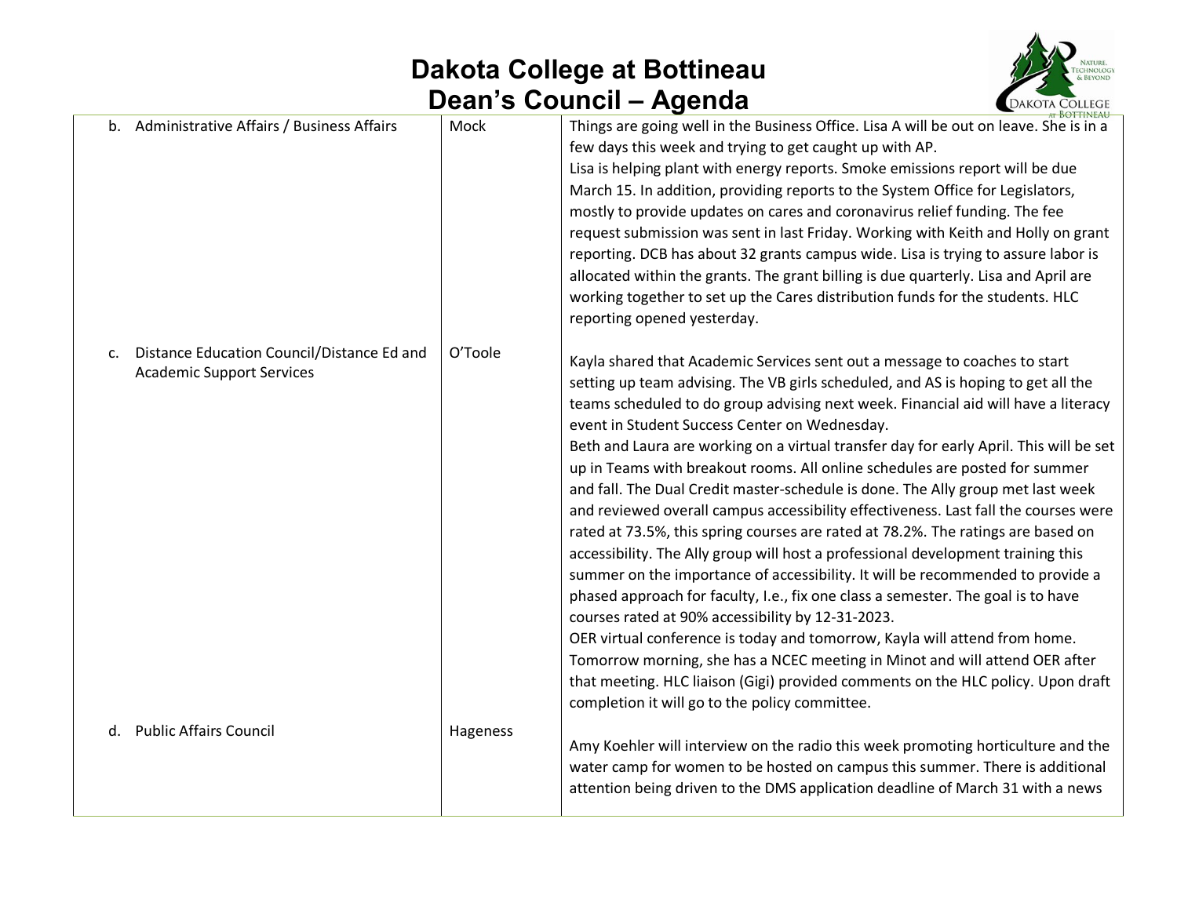# Dakota College at Bottineau
## Dean's Council – Agenda

| | | |
|---|---|---|
| b. Administrative Affairs / Business Affairs | Mock | Things are going well in the Business Office. Lisa A will be out on leave. She is in a few days this week and trying to get caught up with AP.<br>Lisa is helping plant with energy reports. Smoke emissions report will be due March 15. In addition, providing reports to the System Office for Legislators, mostly to provide updates on cares and coronavirus relief funding. The fee request submission was sent in last Friday. Working with Keith and Holly on grant reporting. DCB has about 32 grants campus wide. Lisa is trying to assure labor is allocated within the grants. The grant billing is due quarterly. Lisa and April are working together to set up the Cares distribution funds for the students. HLC reporting opened yesterday. |
| c. Distance Education Council/Distance Ed and Academic Support Services | O'Toole | Kayla shared that Academic Services sent out a message to coaches to start setting up team advising. The VB girls scheduled, and AS is hoping to get all the teams scheduled to do group advising next week. Financial aid will have a literacy event in Student Success Center on Wednesday.<br>Beth and Laura are working on a virtual transfer day for early April. This will be set up in Teams with breakout rooms. All online schedules are posted for summer and fall. The Dual Credit master-schedule is done. The Ally group met last week and reviewed overall campus accessibility effectiveness. Last fall the courses were rated at 73.5%, this spring courses are rated at 78.2%. The ratings are based on accessibility. The Ally group will host a professional development training this summer on the importance of accessibility. It will be recommended to provide a phased approach for faculty, I.e., fix one class a semester. The goal is to have courses rated at 90% accessibility by 12-31-2023.<br>OER virtual conference is today and tomorrow, Kayla will attend from home. Tomorrow morning, she has a NCEC meeting in Minot and will attend OER after that meeting. HLC liaison (Gigi) provided comments on the HLC policy. Upon draft completion it will go to the policy committee. |
| d. Public Affairs Council | Hageness | Amy Koehler will interview on the radio this week promoting horticulture and the water camp for women to be hosted on campus this summer. There is additional attention being driven to the DMS application deadline of March 31 with a news |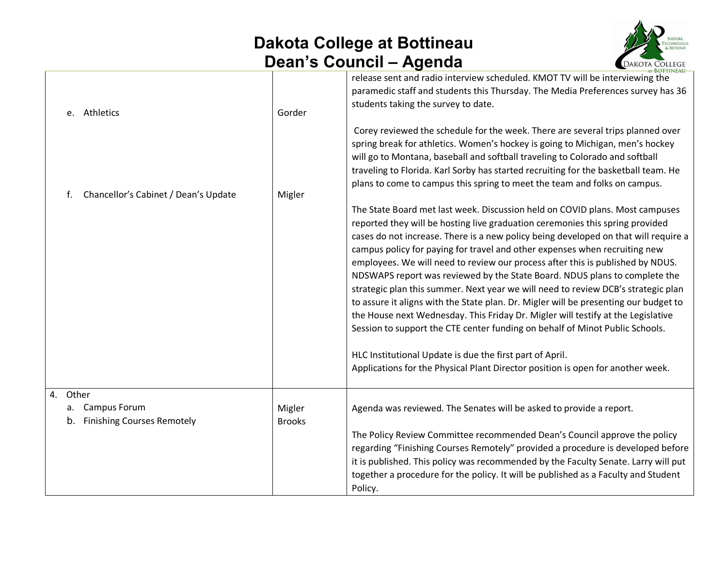# Dakota College at Bottineau
# Dean's Council – Agenda

| | | |
|---|---|---|
| e. Athletics | Gorder | release sent and radio interview scheduled. KMOT TV will be interviewing the paramedic staff and students this Thursday. The Media Preferences survey has 36 students taking the survey to date.<br><br>Corey reviewed the schedule for the week. There are several trips planned over spring break for athletics. Women's hockey is going to Michigan, men's hockey will go to Montana, baseball and softball traveling to Colorado and softball traveling to Florida. Karl Sorby has started recruiting for the basketball team. He plans to come to campus this spring to meet the team and folks on campus. |
| f. Chancellor's Cabinet / Dean's Update | Migler | The State Board met last week. Discussion held on COVID plans. Most campuses reported they will be hosting live graduation ceremonies this spring provided cases do not increase. There is a new policy being developed on that will require a campus policy for paying for travel and other expenses when recruiting new employees. We will need to review our process after this is published by NDUS. NDSWAPS report was reviewed by the State Board. NDUS plans to complete the strategic plan this summer. Next year we will need to review DCB's strategic plan to assure it aligns with the State plan. Dr. Migler will be presenting our budget to the House next Wednesday. This Friday Dr. Migler will testify at the Legislative Session to support the CTE center funding on behalf of Minot Public Schools.<br><br>HLC Institutional Update is due the first part of April.<br>Applications for the Physical Plant Director position is open for another week. |
| 4. Other<br>a. Campus Forum<br>b. Finishing Courses Remotely | Migler<br>Brooks | Agenda was reviewed. The Senates will be asked to provide a report.<br><br>The Policy Review Committee recommended Dean's Council approve the policy regarding "Finishing Courses Remotely" provided a procedure is developed before it is published. This policy was recommended by the Faculty Senate. Larry will put together a procedure for the policy. It will be published as a Faculty and Student Policy. |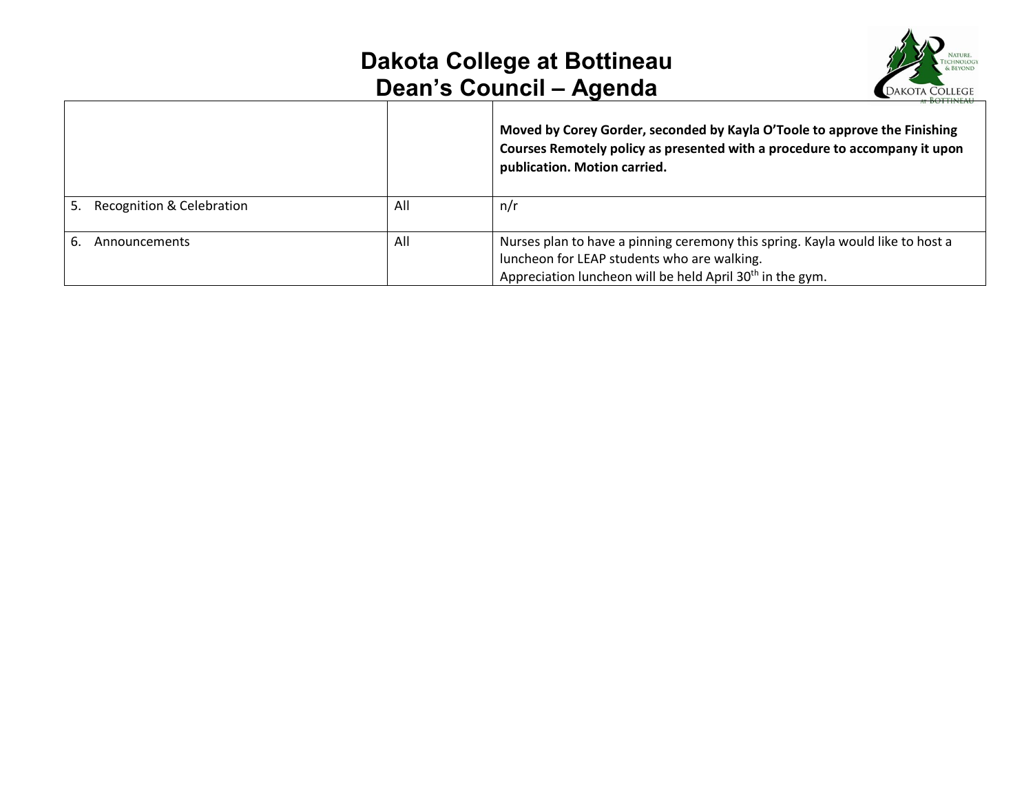# Dakota College at Bottineau
# Dean's Council – Agenda

| | | |
|---|---|---|
| | | **Moved by Corey Gorder, seconded by Kayla O'Toole to approve the Finishing Courses Remotely policy as presented with a procedure to accompany it upon publication. Motion carried.** |
| 5. Recognition & Celebration | All | n/r |
| 6. Announcements | All | Nurses plan to have a pinning ceremony this spring. Kayla would like to host a luncheon for LEAP students who are walking.<br>Appreciation luncheon will be held April 30th in the gym. |